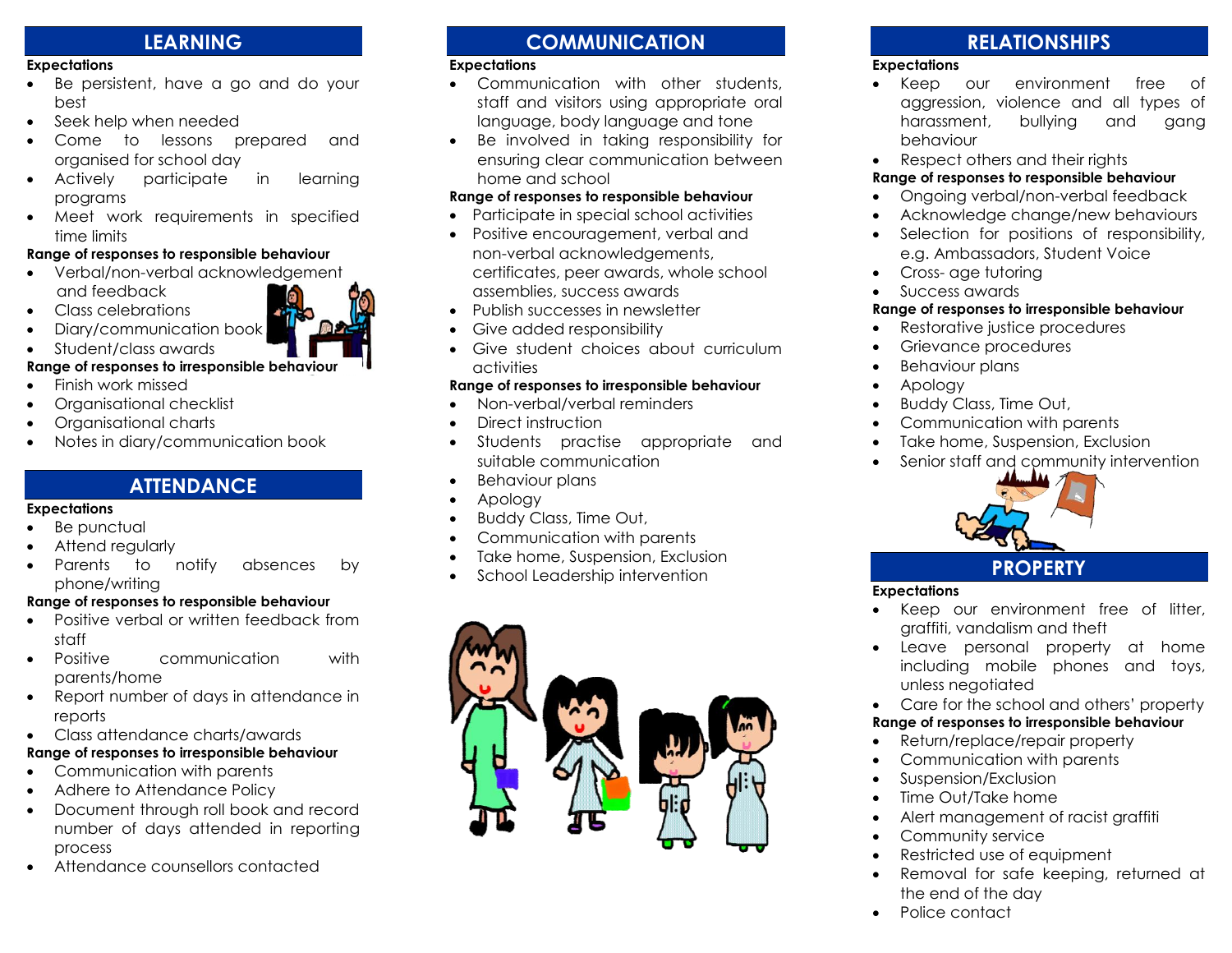## LEARNING

**Expectations**

- Be persistent, have a go and do your best
- Seek help when needed
- Come to lessons prepared and organised for school day
- Actively participate in learning programs
- Meet work requirements in specified time limits

**Range of responses to responsible behaviour**

- Verbal/non-verbal acknowledgement and feedback
- Class celebrations
- Diary/communication book
- Student/class awards

**Range of responses to irresponsible behaviour**

- Finish work missed
- Organisational checklist
- Organisational charts
- Notes in diary/communication book

## ATTENDANCE

**Expectations**

- Be punctual
- Attend regularly
- Parents to notify absences by phone/writing

**Range of responses to responsible behaviour**

- Positive verbal or written feedback from staff
- Positive communication with parents/home
- Report number of days in attendance in reports
- Class attendance charts/awards

**Range of responses to irresponsible behaviour**

- Communication with parents
- Adhere to Attendance Policy
- Document through roll book and record number of days attended in reporting process
- Attendance counsellors contacted

## COMMUNICATION

**Expectations**

- Communication with other students, staff and visitors using appropriate oral language, body language and tone
- Be involved in taking responsibility for ensuring clear communication between home and school

**Range of responses to responsible behaviour**

- Participate in special school activities
- Positive encouragement, verbal and non-verbal acknowledgements, certificates, peer awards, whole school assemblies, success awards
- Publish successes in newsletter
- Give added responsibility
- Give student choices about curriculum activities

**Range of responses to irresponsible behaviour**

- Non-verbal/verbal reminders
- Direct instruction
- Students practise appropriate and suitable communication
- Behaviour plans
- Apology
- Buddy Class, Time Out,
- Communication with parents
- Take home, Suspension, Exclusion
- School Leadership intervention

## RELATIONSHIPS

**Expectations**

- Keep our environment free of aggression, violence and all types of harassment, bullying and gang behaviour
- Respect others and their rights

**Range of responses to responsible behaviour**

- Ongoing verbal/non-verbal feedback
- Acknowledge change/new behaviours
- Selection for positions of responsibility, e.g. Ambassadors, Student Voice
- Cross- age tutoring
- Success awards

**Range of responses to irresponsible behaviour**

- Restorative justice procedures
- Grievance procedures
- Behaviour plans
- Apology
- Buddy Class, Time Out,
- Communication with parents
- Take home, Suspension, Exclusion
- Senior staff and community intervention

## PROPERTY

**Expectations**

- Keep our environment free of litter, graffiti, vandalism and theft
- Leave personal property at home including mobile phones and toys, unless negotiated
- Care for the school and others' property

**Range of responses to irresponsible behaviour**

- Return/replace/repair property
- Communication with parents
- Suspension/Exclusion
- Time Out/Take home
- Alert management of racist graffiti
- Community service
- Restricted use of equipment
- Removal for safe keeping, returned at the end of the day
- Police contact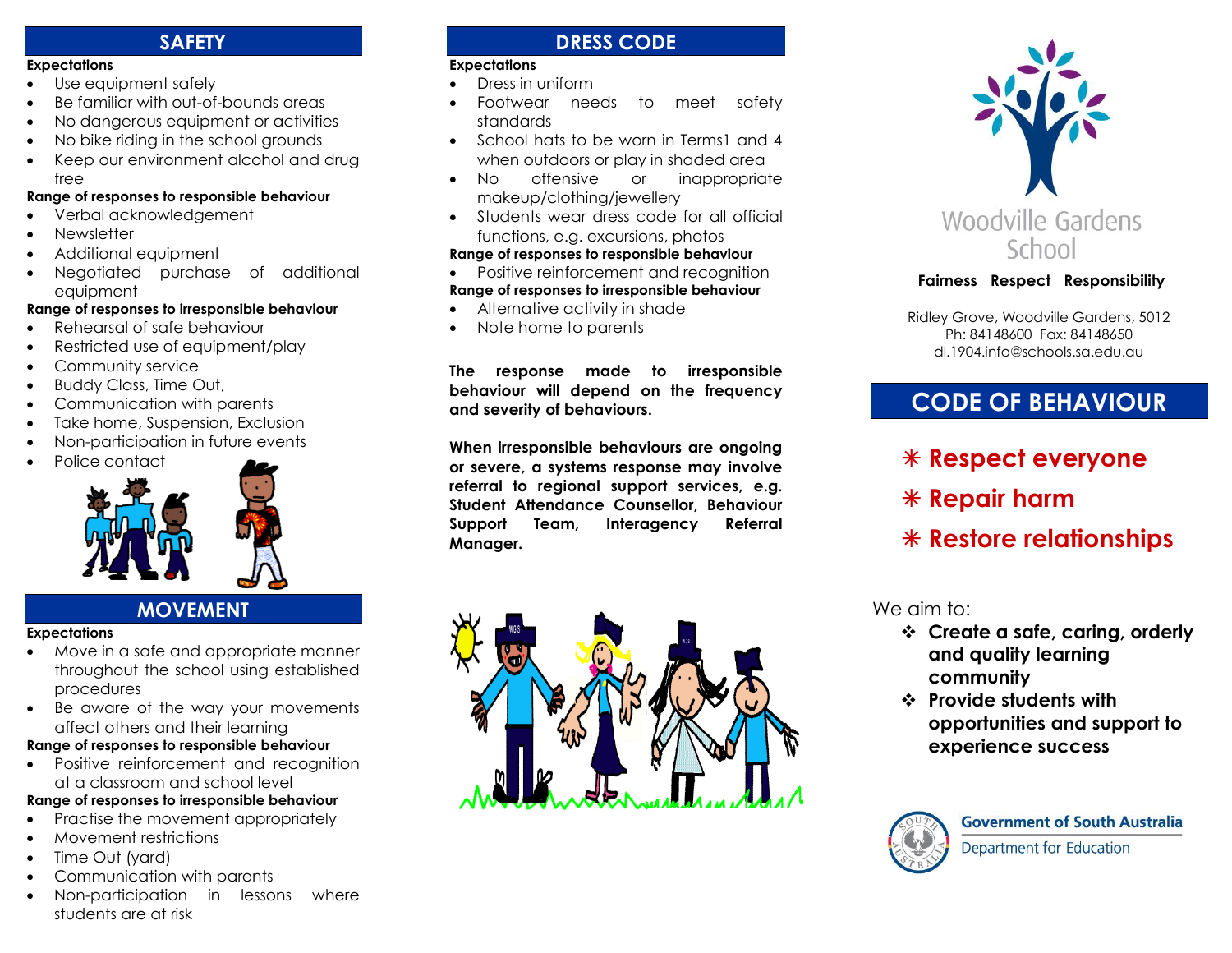## SAFETY

**Expectations**

- Use equipment safely
- Be familiar with out-of-bounds areas
- No dangerous equipment or activities
- No bike riding in the school grounds
- Keep our environment alcohol and drug free

**Range of responses to responsible behaviour**

- Verbal acknowledgement
- Newsletter
- Additional equipment
- Negotiated purchase of additional equipment

**Range of responses to irresponsible behaviour**

- Rehearsal of safe behaviour
- Restricted use of equipment/play
- Community service
- Buddy Class, Time Out,
- Communication with parents
- Take home, Suspension, Exclusion
- Non-participation in future events
- Police contact

## MOVEMENT

**Expectations**

- Move in a safe and appropriate manner throughout the school using established procedures
- Be aware of the way your movements affect others and their learning

**Range of responses to responsible behaviour**

- Positive reinforcement and recognition at a classroom and school level

**Range of responses to irresponsible behaviour**

- Practise the movement appropriately
- Movement restrictions
- Time Out (yard)
- Communication with parents
- Non-participation in lessons where students are at risk

## DRESS CODE

**Expectations**

- Dress in uniform
- Footwear needs to meet safety standards
- School hats to be worn in Terms1 and 4 when outdoors or play in shaded area
- No offensive or inappropriate makeup/clothing/jewellery
- Students wear dress code for all official functions, e.g. excursions, photos

**Range of responses to responsible behaviour**

- Positive reinforcement and recognition

**Range of responses to irresponsible behaviour**

- Alternative activity in shade
- Note home to parents

**The response made to irresponsible behaviour will depend on the frequency and severity of behaviours.**

**When irresponsible behaviours are ongoing or severe, a systems response may involve referral to regional support services, e.g. Student Attendance Counsellor, Behaviour Support Team, Interagency Referral Manager.**

Woodville Gardens School

**Fairness Respect Responsibility**

Ridley Grove, Woodville Gardens, 5012
Ph: 84148600 Fax: 84148650
dl.1904.info@schools.sa.edu.au

# CODE OF BEHAVIOUR

- ✳ **Respect everyone**
- ✳ **Repair harm**
- ✳ **Restore relationships**

We aim to:

- ❖ **Create a safe, caring, orderly and quality learning community**
- ❖ **Provide students with opportunities and support to experience success**

Government of South Australia
Department for Education